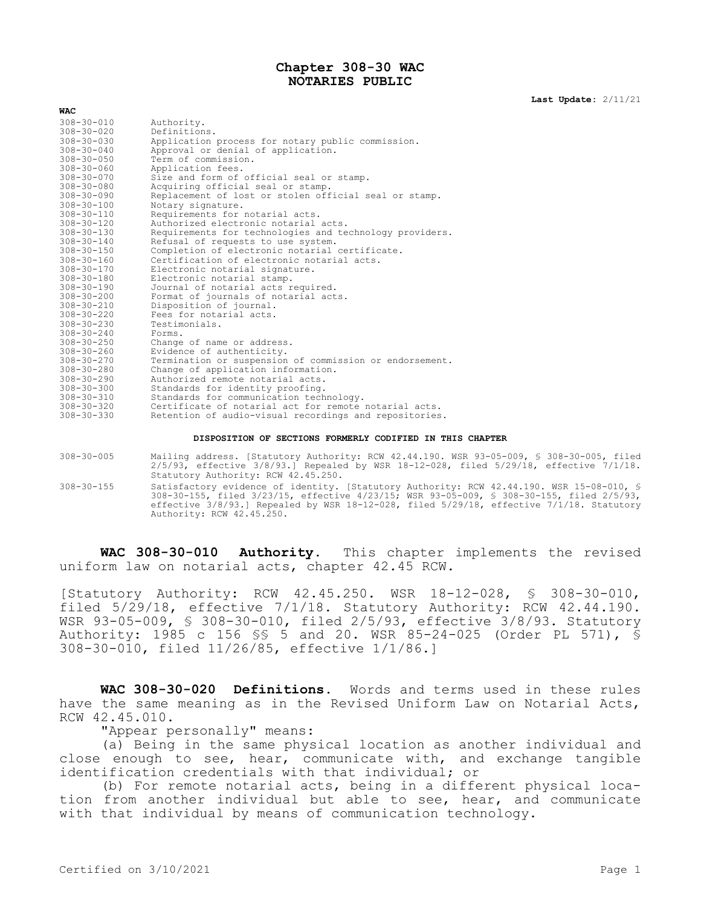# Chapter 308-30 WAC
# NOTARIES PUBLIC

**Last Update:** 2/11/21

**WAC**

| | |
|---|---|
| 308-30-010 | Authority. |
| 308-30-020 | Definitions. |
| 308-30-030 | Application process for notary public commission. |
| 308-30-040 | Approval or denial of application. |
| 308-30-050 | Term of commission. |
| 308-30-060 | Application fees. |
| 308-30-070 | Size and form of official seal or stamp. |
| 308-30-080 | Acquiring official seal or stamp. |
| 308-30-090 | Replacement of lost or stolen official seal or stamp. |
| 308-30-100 | Notary signature. |
| 308-30-110 | Requirements for notarial acts. |
| 308-30-120 | Authorized electronic notarial acts. |
| 308-30-130 | Requirements for technologies and technology providers. |
| 308-30-140 | Refusal of requests to use system. |
| 308-30-150 | Completion of electronic notarial certificate. |
| 308-30-160 | Certification of electronic notarial acts. |
| 308-30-170 | Electronic notarial signature. |
| 308-30-180 | Electronic notarial stamp. |
| 308-30-190 | Journal of notarial acts required. |
| 308-30-200 | Format of journals of notarial acts. |
| 308-30-210 | Disposition of journal. |
| 308-30-220 | Fees for notarial acts. |
| 308-30-230 | Testimonials. |
| 308-30-240 | Forms. |
| 308-30-250 | Change of name or address. |
| 308-30-260 | Evidence of authenticity. |
| 308-30-270 | Termination or suspension of commission or endorsement. |
| 308-30-280 | Change of application information. |
| 308-30-290 | Authorized remote notarial acts. |
| 308-30-300 | Standards for identity proofing. |
| 308-30-310 | Standards for communication technology. |
| 308-30-320 | Certificate of notarial act for remote notarial acts. |
| 308-30-330 | Retention of audio-visual recordings and repositories. |

**DISPOSITION OF SECTIONS FORMERLY CODIFIED IN THIS CHAPTER**

| | |
|---|---|
| 308-30-005 | Mailing address. [Statutory Authority: RCW 42.44.190. WSR 93-05-009, § 308-30-005, filed 2/5/93, effective 3/8/93.] Repealed by WSR 18-12-028, filed 5/29/18, effective 7/1/18. Statutory Authority: RCW 42.45.250. |
| 308-30-155 | Satisfactory evidence of identity. [Statutory Authority: RCW 42.44.190. WSR 15-08-010, § 308-30-155, filed 3/23/15, effective 4/23/15; WSR 93-05-009, § 308-30-155, filed 2/5/93, effective 3/8/93.] Repealed by WSR 18-12-028, filed 5/29/18, effective 7/1/18. Statutory Authority: RCW 42.45.250. |

**WAC 308-30-010 Authority.** This chapter implements the revised uniform law on notarial acts, chapter 42.45 RCW.

[Statutory Authority: RCW 42.45.250. WSR 18-12-028, § 308-30-010, filed 5/29/18, effective 7/1/18. Statutory Authority: RCW 42.44.190. WSR 93-05-009, § 308-30-010, filed 2/5/93, effective 3/8/93. Statutory Authority: 1985 c 156 §§ 5 and 20. WSR 85-24-025 (Order PL 571), § 308-30-010, filed 11/26/85, effective 1/1/86.]

**WAC 308-30-020 Definitions.** Words and terms used in these rules have the same meaning as in the Revised Uniform Law on Notarial Acts, RCW 42.45.010.

"Appear personally" means:

(a) Being in the same physical location as another individual and close enough to see, hear, communicate with, and exchange tangible identification credentials with that individual; or

(b) For remote notarial acts, being in a different physical location from another individual but able to see, hear, and communicate with that individual by means of communication technology.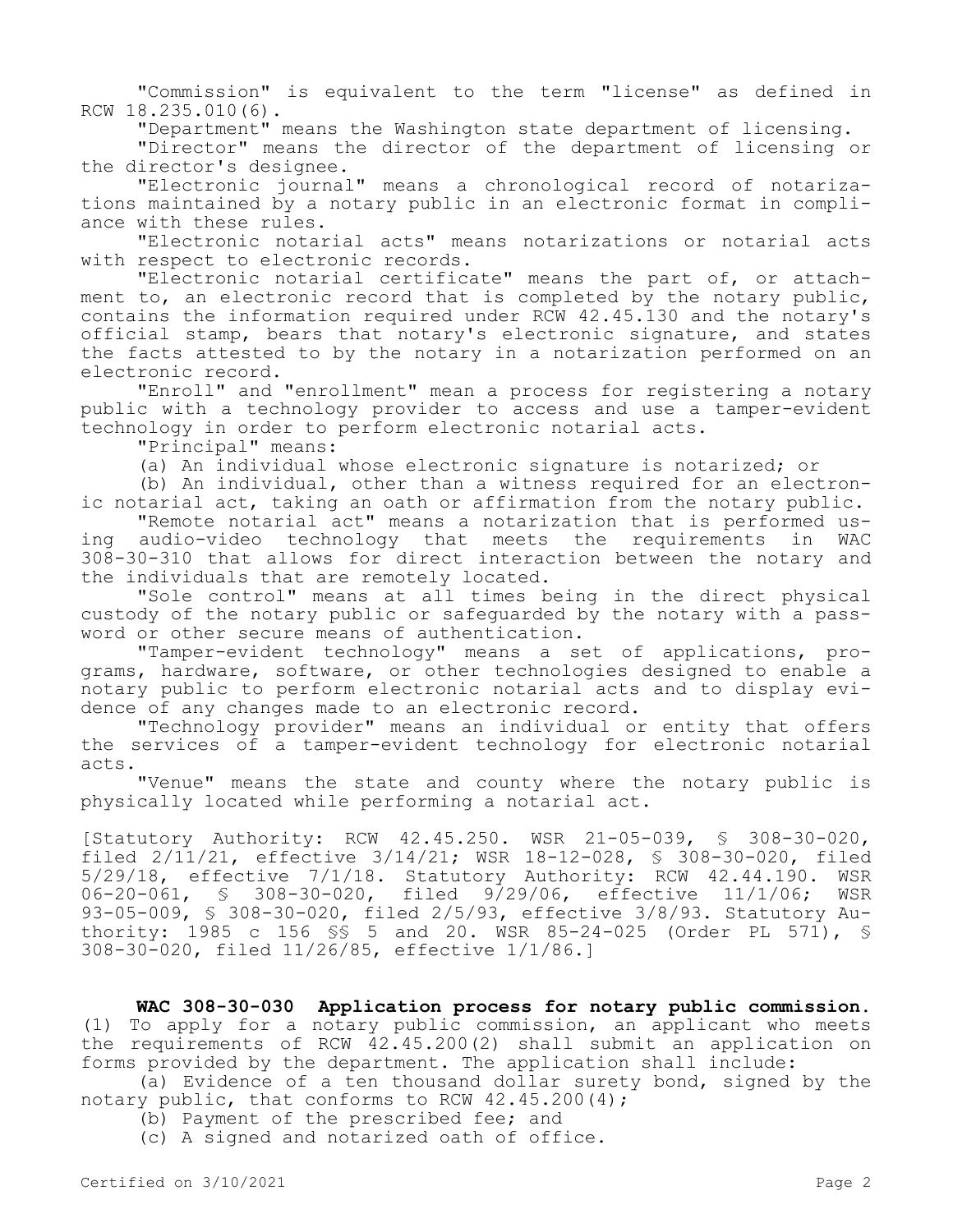"Commission" is equivalent to the term "license" as defined in RCW 18.235.010(6).

"Department" means the Washington state department of licensing.

"Director" means the director of the department of licensing or the director's designee.

"Electronic journal" means a chronological record of notarizations maintained by a notary public in an electronic format in compliance with these rules.

"Electronic notarial acts" means notarizations or notarial acts with respect to electronic records.

"Electronic notarial certificate" means the part of, or attachment to, an electronic record that is completed by the notary public, contains the information required under RCW 42.45.130 and the notary's official stamp, bears that notary's electronic signature, and states the facts attested to by the notary in a notarization performed on an electronic record.

"Enroll" and "enrollment" mean a process for registering a notary public with a technology provider to access and use a tamper-evident technology in order to perform electronic notarial acts.

"Principal" means:

(a) An individual whose electronic signature is notarized; or

(b) An individual, other than a witness required for an electronic notarial act, taking an oath or affirmation from the notary public.

"Remote notarial act" means a notarization that is performed using audio-video technology that meets the requirements in WAC 308-30-310 that allows for direct interaction between the notary and the individuals that are remotely located.

"Sole control" means at all times being in the direct physical custody of the notary public or safeguarded by the notary with a password or other secure means of authentication.

"Tamper-evident technology" means a set of applications, programs, hardware, software, or other technologies designed to enable a notary public to perform electronic notarial acts and to display evidence of any changes made to an electronic record.

"Technology provider" means an individual or entity that offers the services of a tamper-evident technology for electronic notarial acts.

"Venue" means the state and county where the notary public is physically located while performing a notarial act.

[Statutory Authority: RCW 42.45.250. WSR 21-05-039, § 308-30-020, filed 2/11/21, effective 3/14/21; WSR 18-12-028, § 308-30-020, filed 5/29/18, effective 7/1/18. Statutory Authority: RCW 42.44.190. WSR 06-20-061, § 308-30-020, filed 9/29/06, effective 11/1/06; WSR 93-05-009, § 308-30-020, filed 2/5/93, effective 3/8/93. Statutory Authority: 1985 c 156 §§ 5 and 20. WSR 85-24-025 (Order PL 571), § 308-30-020, filed 11/26/85, effective 1/1/86.]

**WAC 308-30-030 Application process for notary public commission.** (1) To apply for a notary public commission, an applicant who meets the requirements of RCW 42.45.200(2) shall submit an application on forms provided by the department. The application shall include:

(a) Evidence of a ten thousand dollar surety bond, signed by the notary public, that conforms to RCW 42.45.200(4);

(b) Payment of the prescribed fee; and

(c) A signed and notarized oath of office.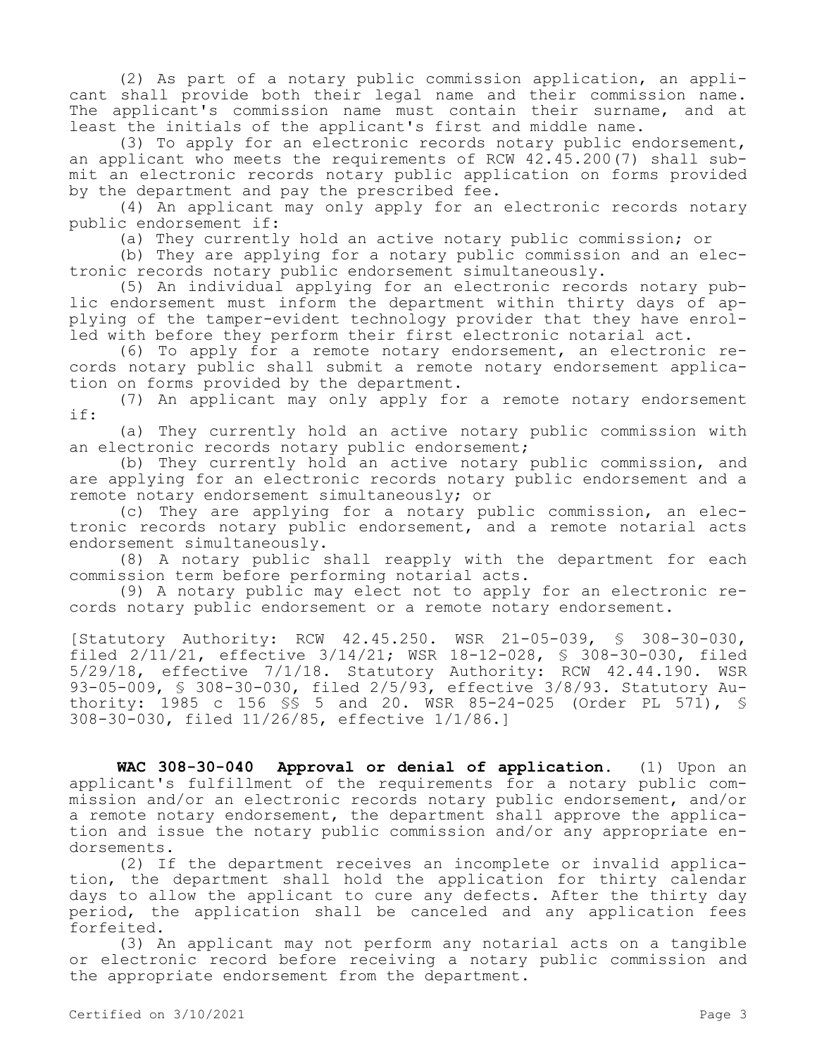(2) As part of a notary public commission application, an applicant shall provide both their legal name and their commission name. The applicant's commission name must contain their surname, and at least the initials of the applicant's first and middle name.

(3) To apply for an electronic records notary public endorsement, an applicant who meets the requirements of RCW 42.45.200(7) shall submit an electronic records notary public application on forms provided by the department and pay the prescribed fee.

(4) An applicant may only apply for an electronic records notary public endorsement if:

(a) They currently hold an active notary public commission; or

(b) They are applying for a notary public commission and an electronic records notary public endorsement simultaneously.

(5) An individual applying for an electronic records notary public endorsement must inform the department within thirty days of applying of the tamper-evident technology provider that they have enrolled with before they perform their first electronic notarial act.

(6) To apply for a remote notary endorsement, an electronic records notary public shall submit a remote notary endorsement application on forms provided by the department.

(7) An applicant may only apply for a remote notary endorsement if:

(a) They currently hold an active notary public commission with an electronic records notary public endorsement;

(b) They currently hold an active notary public commission, and are applying for an electronic records notary public endorsement and a remote notary endorsement simultaneously; or

(c) They are applying for a notary public commission, an electronic records notary public endorsement, and a remote notarial acts endorsement simultaneously.

(8) A notary public shall reapply with the department for each commission term before performing notarial acts.

(9) A notary public may elect not to apply for an electronic records notary public endorsement or a remote notary endorsement.

[Statutory Authority: RCW 42.45.250. WSR 21-05-039, § 308-30-030, filed 2/11/21, effective 3/14/21; WSR 18-12-028, § 308-30-030, filed 5/29/18, effective 7/1/18. Statutory Authority: RCW 42.44.190. WSR 93-05-009, § 308-30-030, filed 2/5/93, effective 3/8/93. Statutory Authority: 1985 c 156 §§ 5 and 20. WSR 85-24-025 (Order PL 571), § 308-30-030, filed 11/26/85, effective 1/1/86.]

**WAC 308-30-040 Approval or denial of application.** (1) Upon an applicant's fulfillment of the requirements for a notary public commission and/or an electronic records notary public endorsement, and/or a remote notary endorsement, the department shall approve the application and issue the notary public commission and/or any appropriate endorsements.

(2) If the department receives an incomplete or invalid application, the department shall hold the application for thirty calendar days to allow the applicant to cure any defects. After the thirty day period, the application shall be canceled and any application fees forfeited.

(3) An applicant may not perform any notarial acts on a tangible or electronic record before receiving a notary public commission and the appropriate endorsement from the department.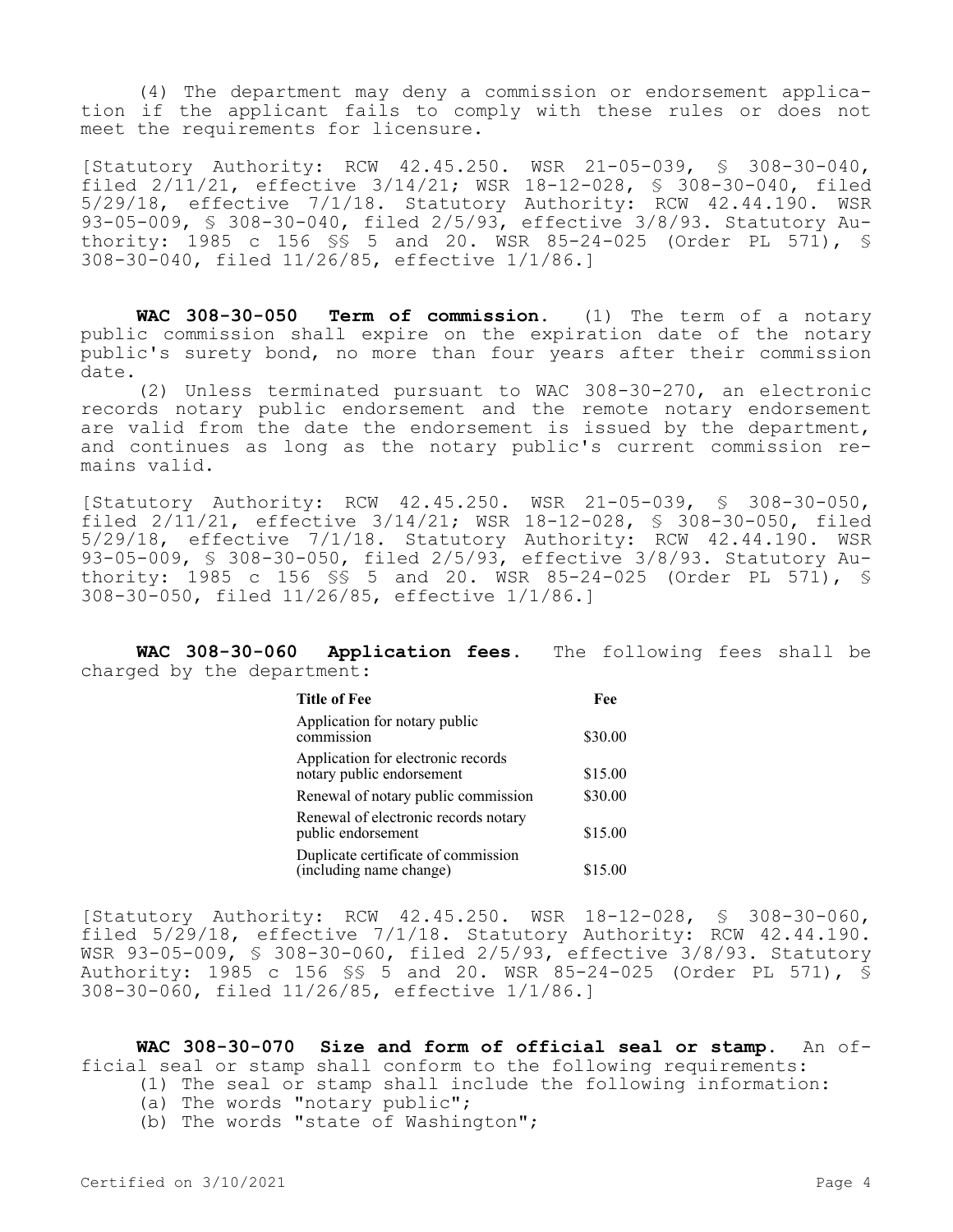(4) The department may deny a commission or endorsement application if the applicant fails to comply with these rules or does not meet the requirements for licensure.

[Statutory Authority: RCW 42.45.250. WSR 21-05-039, § 308-30-040, filed 2/11/21, effective 3/14/21; WSR 18-12-028, § 308-30-040, filed 5/29/18, effective 7/1/18. Statutory Authority: RCW 42.44.190. WSR 93-05-009, § 308-30-040, filed 2/5/93, effective 3/8/93. Statutory Authority: 1985 c 156 §§ 5 and 20. WSR 85-24-025 (Order PL 571), § 308-30-040, filed 11/26/85, effective 1/1/86.]

**WAC 308-30-050 Term of commission.** (1) The term of a notary public commission shall expire on the expiration date of the notary public's surety bond, no more than four years after their commission date.

(2) Unless terminated pursuant to WAC 308-30-270, an electronic records notary public endorsement and the remote notary endorsement are valid from the date the endorsement is issued by the department, and continues as long as the notary public's current commission remains valid.

[Statutory Authority: RCW 42.45.250. WSR 21-05-039, § 308-30-050, filed 2/11/21, effective 3/14/21; WSR 18-12-028, § 308-30-050, filed 5/29/18, effective 7/1/18. Statutory Authority: RCW 42.44.190. WSR 93-05-009, § 308-30-050, filed 2/5/93, effective 3/8/93. Statutory Authority: 1985 c 156 §§ 5 and 20. WSR 85-24-025 (Order PL 571), § 308-30-050, filed 11/26/85, effective 1/1/86.]

**WAC 308-30-060 Application fees.** The following fees shall be charged by the department:

| Title of Fee | Fee |
|---|---|
| Application for notary public commission | \$30.00 |
| Application for electronic records notary public endorsement | \$15.00 |
| Renewal of notary public commission | \$30.00 |
| Renewal of electronic records notary public endorsement | \$15.00 |
| Duplicate certificate of commission (including name change) | \$15.00 |

[Statutory Authority: RCW 42.45.250. WSR 18-12-028, § 308-30-060, filed 5/29/18, effective 7/1/18. Statutory Authority: RCW 42.44.190. WSR 93-05-009, § 308-30-060, filed 2/5/93, effective 3/8/93. Statutory Authority: 1985 c 156 §§ 5 and 20. WSR 85-24-025 (Order PL 571), § 308-30-060, filed 11/26/85, effective 1/1/86.]

**WAC 308-30-070 Size and form of official seal or stamp.** An official seal or stamp shall conform to the following requirements:

(1) The seal or stamp shall include the following information:

(a) The words "notary public";

(b) The words "state of Washington";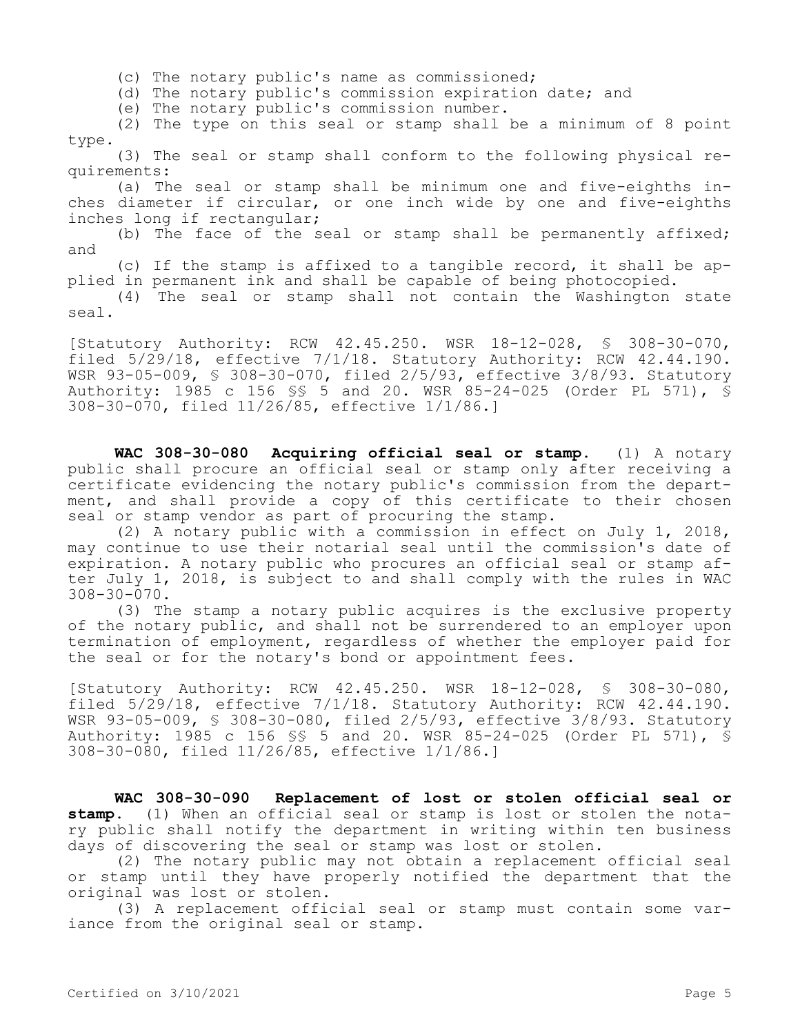(c) The notary public's name as commissioned;

(d) The notary public's commission expiration date; and

(e) The notary public's commission number.

(2) The type on this seal or stamp shall be a minimum of 8 point type.

(3) The seal or stamp shall conform to the following physical requirements:

(a) The seal or stamp shall be minimum one and five-eighths inches diameter if circular, or one inch wide by one and five-eighths inches long if rectangular;

(b) The face of the seal or stamp shall be permanently affixed; and

(c) If the stamp is affixed to a tangible record, it shall be applied in permanent ink and shall be capable of being photocopied.

(4) The seal or stamp shall not contain the Washington state seal.

[Statutory Authority: RCW 42.45.250. WSR 18-12-028, § 308-30-070, filed 5/29/18, effective 7/1/18. Statutory Authority: RCW 42.44.190. WSR 93-05-009, § 308-30-070, filed 2/5/93, effective 3/8/93. Statutory Authority: 1985 c 156 §§ 5 and 20. WSR 85-24-025 (Order PL 571), § 308-30-070, filed 11/26/85, effective 1/1/86.]

**WAC 308-30-080 Acquiring official seal or stamp.** (1) A notary public shall procure an official seal or stamp only after receiving a certificate evidencing the notary public's commission from the department, and shall provide a copy of this certificate to their chosen seal or stamp vendor as part of procuring the stamp.

(2) A notary public with a commission in effect on July 1, 2018, may continue to use their notarial seal until the commission's date of expiration. A notary public who procures an official seal or stamp after July 1, 2018, is subject to and shall comply with the rules in WAC 308-30-070.

(3) The stamp a notary public acquires is the exclusive property of the notary public, and shall not be surrendered to an employer upon termination of employment, regardless of whether the employer paid for the seal or for the notary's bond or appointment fees.

[Statutory Authority: RCW 42.45.250. WSR 18-12-028, § 308-30-080, filed 5/29/18, effective 7/1/18. Statutory Authority: RCW 42.44.190. WSR 93-05-009, § 308-30-080, filed 2/5/93, effective 3/8/93. Statutory Authority: 1985 c 156 §§ 5 and 20. WSR 85-24-025 (Order PL 571), § 308-30-080, filed 11/26/85, effective 1/1/86.]

**WAC 308-30-090 Replacement of lost or stolen official seal or stamp.** (1) When an official seal or stamp is lost or stolen the notary public shall notify the department in writing within ten business days of discovering the seal or stamp was lost or stolen.

(2) The notary public may not obtain a replacement official seal or stamp until they have properly notified the department that the original was lost or stolen.

(3) A replacement official seal or stamp must contain some variance from the original seal or stamp.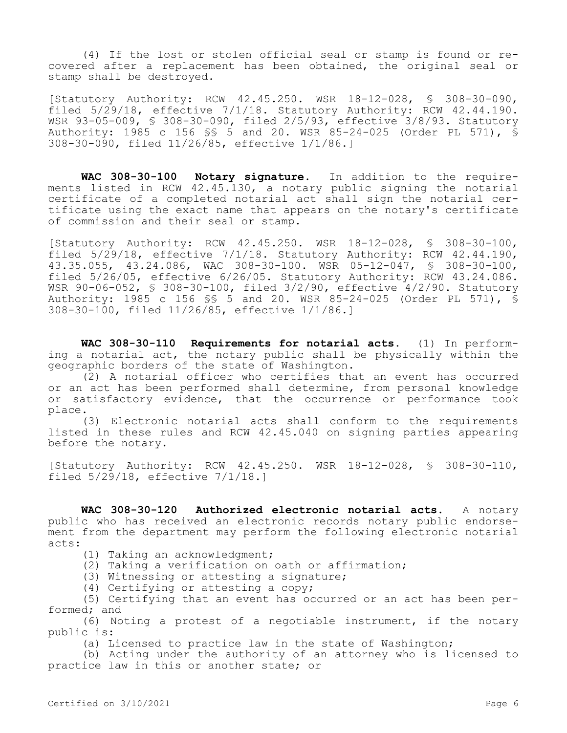(4) If the lost or stolen official seal or stamp is found or recovered after a replacement has been obtained, the original seal or stamp shall be destroyed.

[Statutory Authority: RCW 42.45.250. WSR 18-12-028, § 308-30-090, filed 5/29/18, effective 7/1/18. Statutory Authority: RCW 42.44.190. WSR 93-05-009, § 308-30-090, filed 2/5/93, effective 3/8/93. Statutory Authority: 1985 c 156 §§ 5 and 20. WSR 85-24-025 (Order PL 571), § 308-30-090, filed 11/26/85, effective 1/1/86.]

**WAC 308-30-100 Notary signature.** In addition to the requirements listed in RCW 42.45.130, a notary public signing the notarial certificate of a completed notarial act shall sign the notarial certificate using the exact name that appears on the notary's certificate of commission and their seal or stamp.

[Statutory Authority: RCW 42.45.250. WSR 18-12-028, § 308-30-100, filed 5/29/18, effective 7/1/18. Statutory Authority: RCW 42.44.190, 43.35.055, 43.24.086, WAC 308-30-100. WSR 05-12-047, § 308-30-100, filed 5/26/05, effective 6/26/05. Statutory Authority: RCW 43.24.086. WSR 90-06-052, § 308-30-100, filed 3/2/90, effective 4/2/90. Statutory Authority: 1985 c 156 §§ 5 and 20. WSR 85-24-025 (Order PL 571), § 308-30-100, filed 11/26/85, effective 1/1/86.]

**WAC 308-30-110 Requirements for notarial acts.** (1) In performing a notarial act, the notary public shall be physically within the geographic borders of the state of Washington.

(2) A notarial officer who certifies that an event has occurred or an act has been performed shall determine, from personal knowledge or satisfactory evidence, that the occurrence or performance took place.

(3) Electronic notarial acts shall conform to the requirements listed in these rules and RCW 42.45.040 on signing parties appearing before the notary.

[Statutory Authority: RCW 42.45.250. WSR 18-12-028, § 308-30-110, filed 5/29/18, effective 7/1/18.]

**WAC 308-30-120 Authorized electronic notarial acts.** A notary public who has received an electronic records notary public endorsement from the department may perform the following electronic notarial acts:

(1) Taking an acknowledgment;

(2) Taking a verification on oath or affirmation;

(3) Witnessing or attesting a signature;

(4) Certifying or attesting a copy;

(5) Certifying that an event has occurred or an act has been performed; and

(6) Noting a protest of a negotiable instrument, if the notary public is:

(a) Licensed to practice law in the state of Washington;

(b) Acting under the authority of an attorney who is licensed to practice law in this or another state; or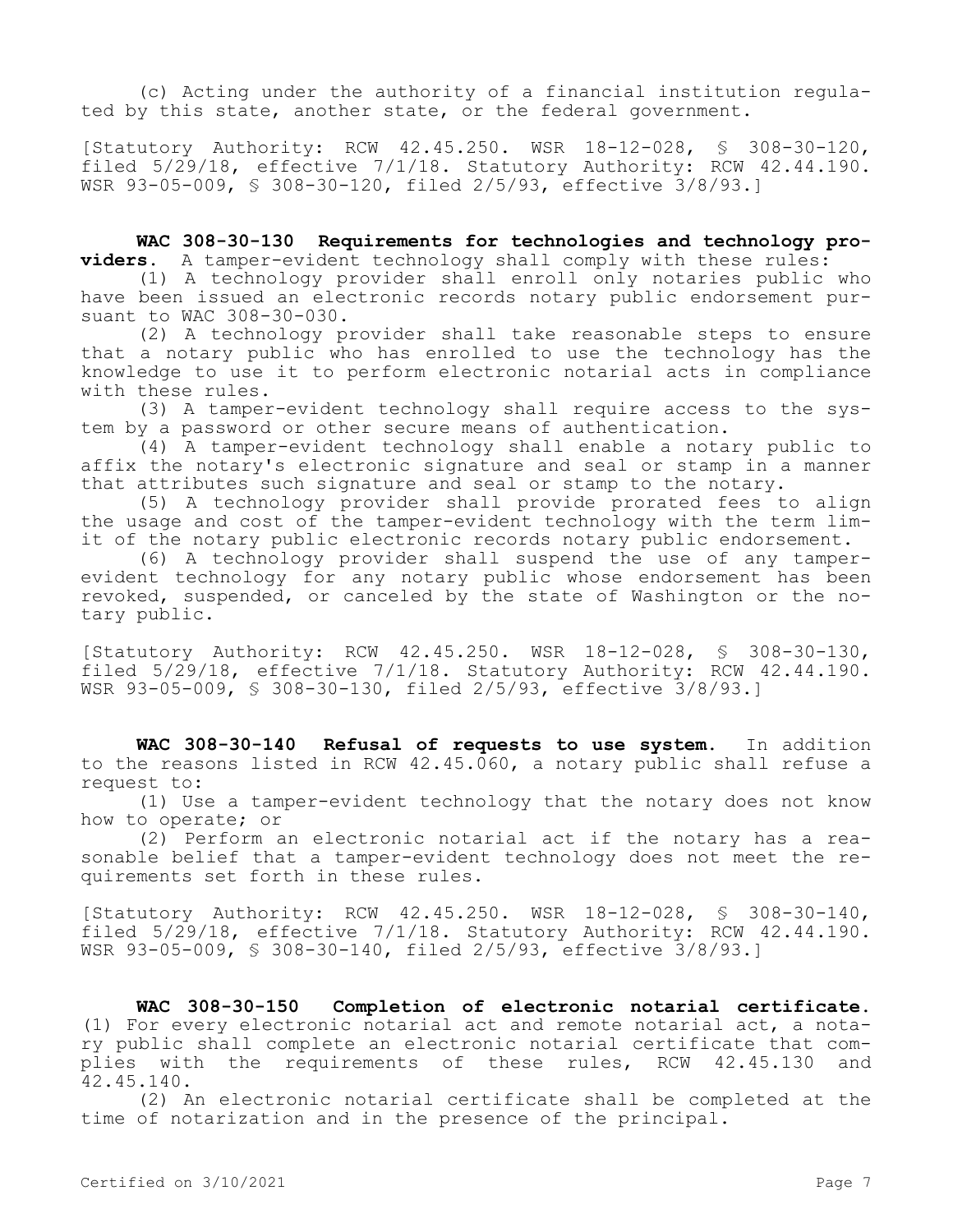(c) Acting under the authority of a financial institution regulated by this state, another state, or the federal government.

[Statutory Authority: RCW 42.45.250. WSR 18-12-028, § 308-30-120, filed 5/29/18, effective 7/1/18. Statutory Authority: RCW 42.44.190. WSR 93-05-009, § 308-30-120, filed 2/5/93, effective 3/8/93.]

**WAC 308-30-130 Requirements for technologies and technology providers.** A tamper-evident technology shall comply with these rules:

(1) A technology provider shall enroll only notaries public who have been issued an electronic records notary public endorsement pursuant to WAC 308-30-030.

(2) A technology provider shall take reasonable steps to ensure that a notary public who has enrolled to use the technology has the knowledge to use it to perform electronic notarial acts in compliance with these rules.

(3) A tamper-evident technology shall require access to the system by a password or other secure means of authentication.

(4) A tamper-evident technology shall enable a notary public to affix the notary's electronic signature and seal or stamp in a manner that attributes such signature and seal or stamp to the notary.

(5) A technology provider shall provide prorated fees to align the usage and cost of the tamper-evident technology with the term limit of the notary public electronic records notary public endorsement.

(6) A technology provider shall suspend the use of any tamper-evident technology for any notary public whose endorsement has been revoked, suspended, or canceled by the state of Washington or the notary public.

[Statutory Authority: RCW 42.45.250. WSR 18-12-028, § 308-30-130, filed 5/29/18, effective 7/1/18. Statutory Authority: RCW 42.44.190. WSR 93-05-009, § 308-30-130, filed 2/5/93, effective 3/8/93.]

**WAC 308-30-140 Refusal of requests to use system.** In addition to the reasons listed in RCW 42.45.060, a notary public shall refuse a request to:

(1) Use a tamper-evident technology that the notary does not know how to operate; or

(2) Perform an electronic notarial act if the notary has a reasonable belief that a tamper-evident technology does not meet the requirements set forth in these rules.

[Statutory Authority: RCW 42.45.250. WSR 18-12-028, § 308-30-140, filed 5/29/18, effective 7/1/18. Statutory Authority: RCW 42.44.190. WSR 93-05-009, § 308-30-140, filed 2/5/93, effective 3/8/93.]

**WAC 308-30-150 Completion of electronic notarial certificate.** (1) For every electronic notarial act and remote notarial act, a notary public shall complete an electronic notarial certificate that complies with the requirements of these rules, RCW 42.45.130 and 42.45.140.

(2) An electronic notarial certificate shall be completed at the time of notarization and in the presence of the principal.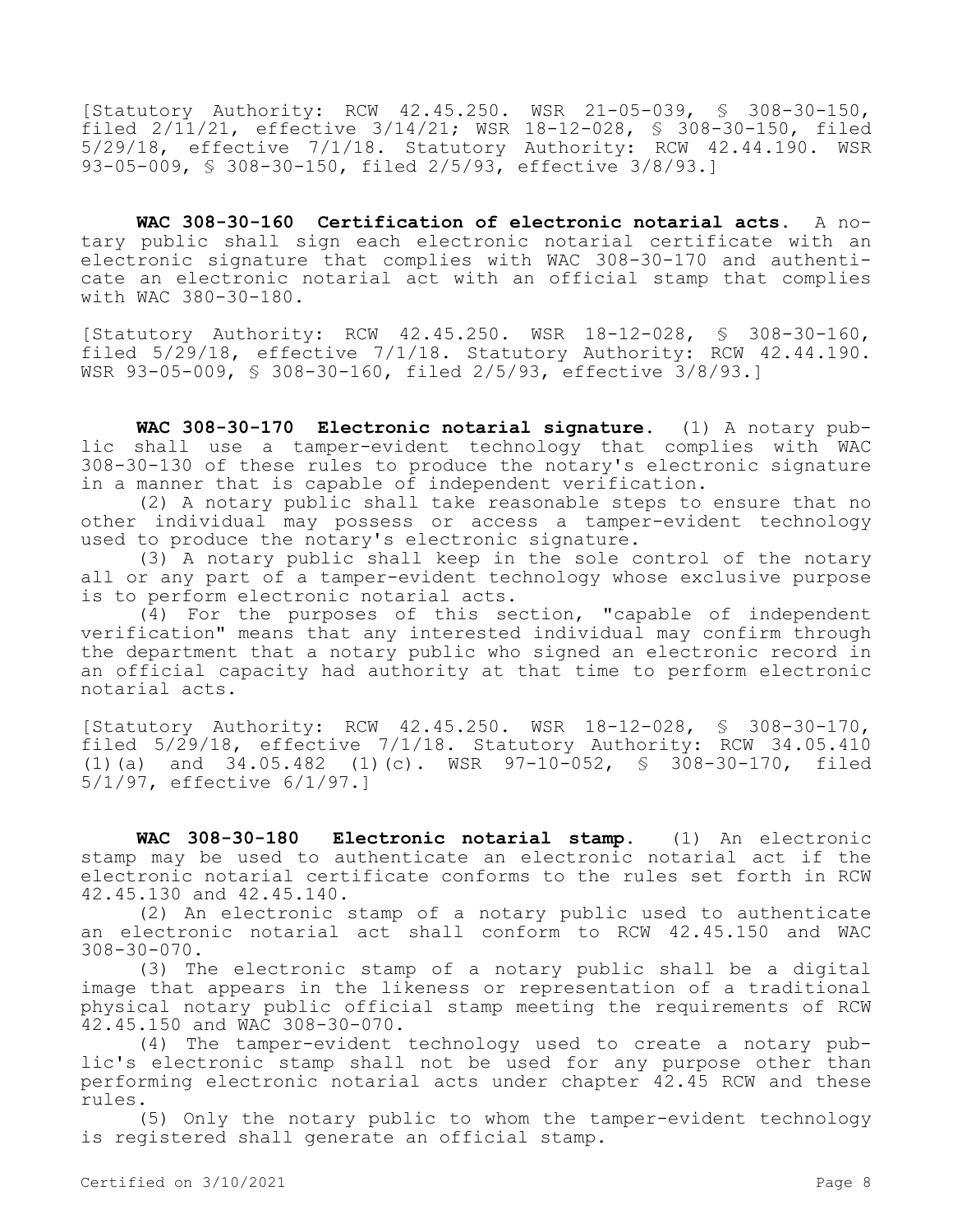[Statutory Authority: RCW 42.45.250. WSR 21-05-039, § 308-30-150, filed 2/11/21, effective 3/14/21; WSR 18-12-028, § 308-30-150, filed 5/29/18, effective 7/1/18. Statutory Authority: RCW 42.44.190. WSR 93-05-009, § 308-30-150, filed 2/5/93, effective 3/8/93.]

**WAC 308-30-160 Certification of electronic notarial acts.** A notary public shall sign each electronic notarial certificate with an electronic signature that complies with WAC 308-30-170 and authenticate an electronic notarial act with an official stamp that complies with WAC 380-30-180.

[Statutory Authority: RCW 42.45.250. WSR 18-12-028, § 308-30-160, filed 5/29/18, effective 7/1/18. Statutory Authority: RCW 42.44.190. WSR 93-05-009, § 308-30-160, filed 2/5/93, effective 3/8/93.]

**WAC 308-30-170 Electronic notarial signature.** (1) A notary public shall use a tamper-evident technology that complies with WAC 308-30-130 of these rules to produce the notary's electronic signature in a manner that is capable of independent verification.

(2) A notary public shall take reasonable steps to ensure that no other individual may possess or access a tamper-evident technology used to produce the notary's electronic signature.

(3) A notary public shall keep in the sole control of the notary all or any part of a tamper-evident technology whose exclusive purpose is to perform electronic notarial acts.

(4) For the purposes of this section, "capable of independent verification" means that any interested individual may confirm through the department that a notary public who signed an electronic record in an official capacity had authority at that time to perform electronic notarial acts.

[Statutory Authority: RCW 42.45.250. WSR 18-12-028, § 308-30-170, filed 5/29/18, effective 7/1/18. Statutory Authority: RCW 34.05.410 (1)(a) and 34.05.482 (1)(c). WSR 97-10-052, § 308-30-170, filed 5/1/97, effective 6/1/97.]

**WAC 308-30-180 Electronic notarial stamp.** (1) An electronic stamp may be used to authenticate an electronic notarial act if the electronic notarial certificate conforms to the rules set forth in RCW 42.45.130 and 42.45.140.

(2) An electronic stamp of a notary public used to authenticate an electronic notarial act shall conform to RCW 42.45.150 and WAC 308-30-070.

(3) The electronic stamp of a notary public shall be a digital image that appears in the likeness or representation of a traditional physical notary public official stamp meeting the requirements of RCW 42.45.150 and WAC 308-30-070.

(4) The tamper-evident technology used to create a notary public's electronic stamp shall not be used for any purpose other than performing electronic notarial acts under chapter 42.45 RCW and these rules.

(5) Only the notary public to whom the tamper-evident technology is registered shall generate an official stamp.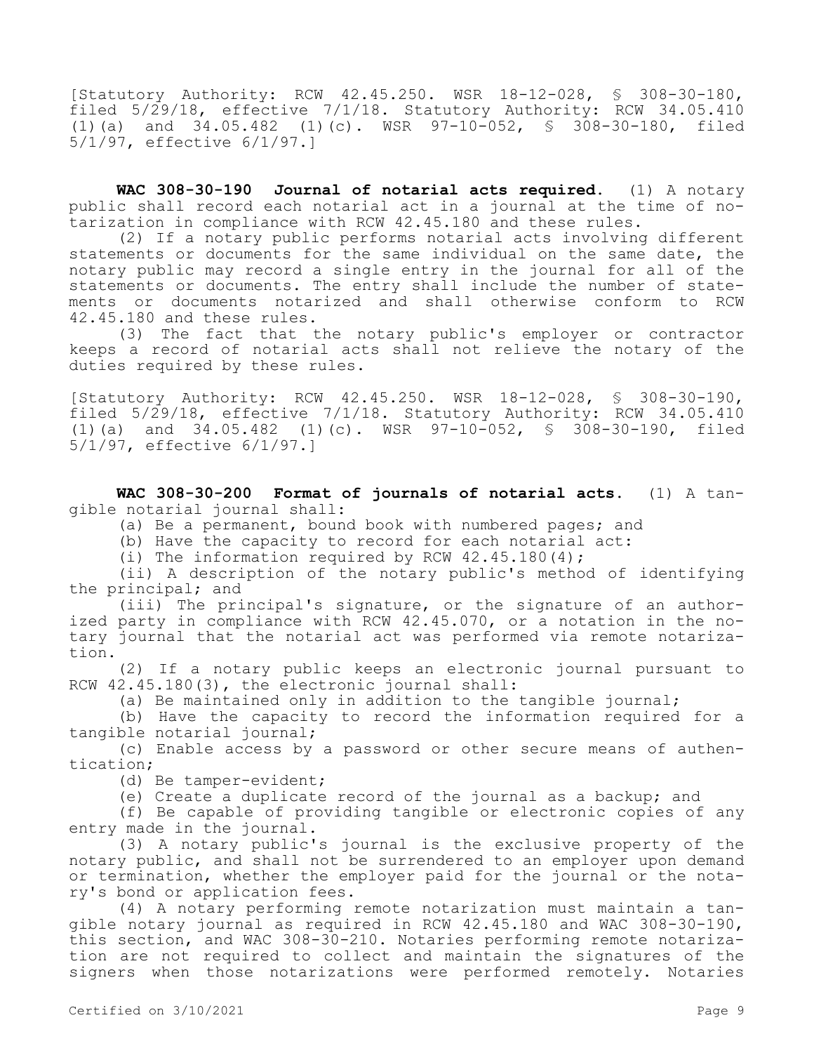[Statutory Authority: RCW 42.45.250. WSR 18-12-028, § 308-30-180, filed 5/29/18, effective 7/1/18. Statutory Authority: RCW 34.05.410 (1)(a) and 34.05.482 (1)(c). WSR 97-10-052, § 308-30-180, filed 5/1/97, effective 6/1/97.]

**WAC 308-30-190 Journal of notarial acts required.** (1) A notary public shall record each notarial act in a journal at the time of notarization in compliance with RCW 42.45.180 and these rules.

(2) If a notary public performs notarial acts involving different statements or documents for the same individual on the same date, the notary public may record a single entry in the journal for all of the statements or documents. The entry shall include the number of statements or documents notarized and shall otherwise conform to RCW 42.45.180 and these rules.

(3) The fact that the notary public's employer or contractor keeps a record of notarial acts shall not relieve the notary of the duties required by these rules.

[Statutory Authority: RCW 42.45.250. WSR 18-12-028, § 308-30-190, filed 5/29/18, effective 7/1/18. Statutory Authority: RCW 34.05.410 (1)(a) and 34.05.482 (1)(c). WSR 97-10-052, § 308-30-190, filed 5/1/97, effective 6/1/97.]

**WAC 308-30-200 Format of journals of notarial acts.** (1) A tangible notarial journal shall:

(a) Be a permanent, bound book with numbered pages; and

(b) Have the capacity to record for each notarial act:

(i) The information required by RCW 42.45.180(4);

(ii) A description of the notary public's method of identifying the principal; and

(iii) The principal's signature, or the signature of an authorized party in compliance with RCW 42.45.070, or a notation in the notary journal that the notarial act was performed via remote notarization.

(2) If a notary public keeps an electronic journal pursuant to RCW 42.45.180(3), the electronic journal shall:

(a) Be maintained only in addition to the tangible journal;

(b) Have the capacity to record the information required for a tangible notarial journal;

(c) Enable access by a password or other secure means of authentication;

(d) Be tamper-evident;

(e) Create a duplicate record of the journal as a backup; and

(f) Be capable of providing tangible or electronic copies of any entry made in the journal.

(3) A notary public's journal is the exclusive property of the notary public, and shall not be surrendered to an employer upon demand or termination, whether the employer paid for the journal or the notary's bond or application fees.

(4) A notary performing remote notarization must maintain a tangible notary journal as required in RCW 42.45.180 and WAC 308-30-190, this section, and WAC 308-30-210. Notaries performing remote notarization are not required to collect and maintain the signatures of the signers when those notarizations were performed remotely. Notaries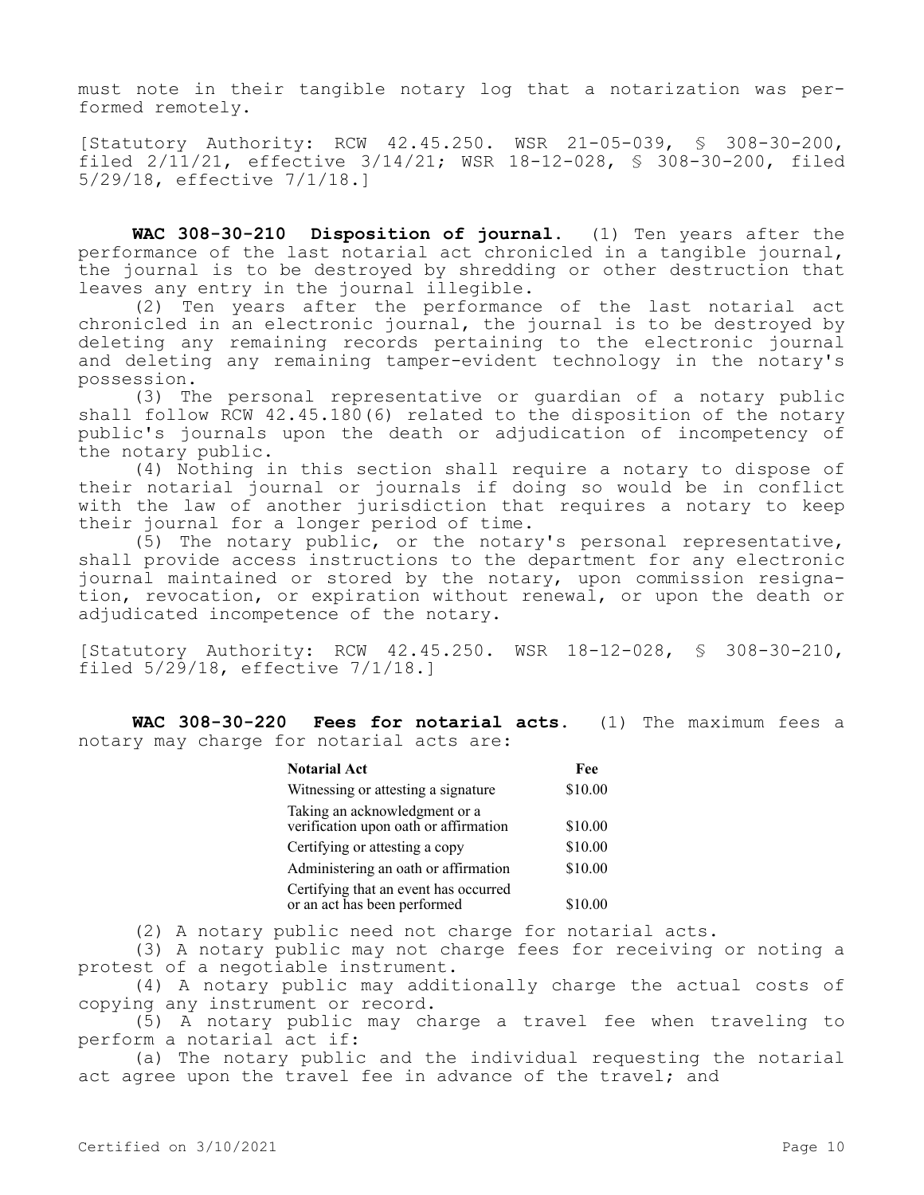must note in their tangible notary log that a notarization was performed remotely.

[Statutory Authority: RCW 42.45.250. WSR 21-05-039, § 308-30-200, filed 2/11/21, effective 3/14/21; WSR 18-12-028, § 308-30-200, filed 5/29/18, effective 7/1/18.]

**WAC 308-30-210 Disposition of journal.** (1) Ten years after the performance of the last notarial act chronicled in a tangible journal, the journal is to be destroyed by shredding or other destruction that leaves any entry in the journal illegible.

(2) Ten years after the performance of the last notarial act chronicled in an electronic journal, the journal is to be destroyed by deleting any remaining records pertaining to the electronic journal and deleting any remaining tamper-evident technology in the notary's possession.

(3) The personal representative or guardian of a notary public shall follow RCW 42.45.180(6) related to the disposition of the notary public's journals upon the death or adjudication of incompetency of the notary public.

(4) Nothing in this section shall require a notary to dispose of their notarial journal or journals if doing so would be in conflict with the law of another jurisdiction that requires a notary to keep their journal for a longer period of time.

(5) The notary public, or the notary's personal representative, shall provide access instructions to the department for any electronic journal maintained or stored by the notary, upon commission resignation, revocation, or expiration without renewal, or upon the death or adjudicated incompetence of the notary.

[Statutory Authority: RCW 42.45.250. WSR 18-12-028, § 308-30-210, filed 5/29/18, effective 7/1/18.]

**WAC 308-30-220 Fees for notarial acts.** (1) The maximum fees a notary may charge for notarial acts are:

| Notarial Act | Fee |
|---|---|
| Witnessing or attesting a signature | $10.00 |
| Taking an acknowledgment or a verification upon oath or affirmation | $10.00 |
| Certifying or attesting a copy | $10.00 |
| Administering an oath or affirmation | $10.00 |
| Certifying that an event has occurred or an act has been performed | $10.00 |

(2) A notary public need not charge for notarial acts.

(3) A notary public may not charge fees for receiving or noting a protest of a negotiable instrument.

(4) A notary public may additionally charge the actual costs of copying any instrument or record.

(5) A notary public may charge a travel fee when traveling to perform a notarial act if:

(a) The notary public and the individual requesting the notarial act agree upon the travel fee in advance of the travel; and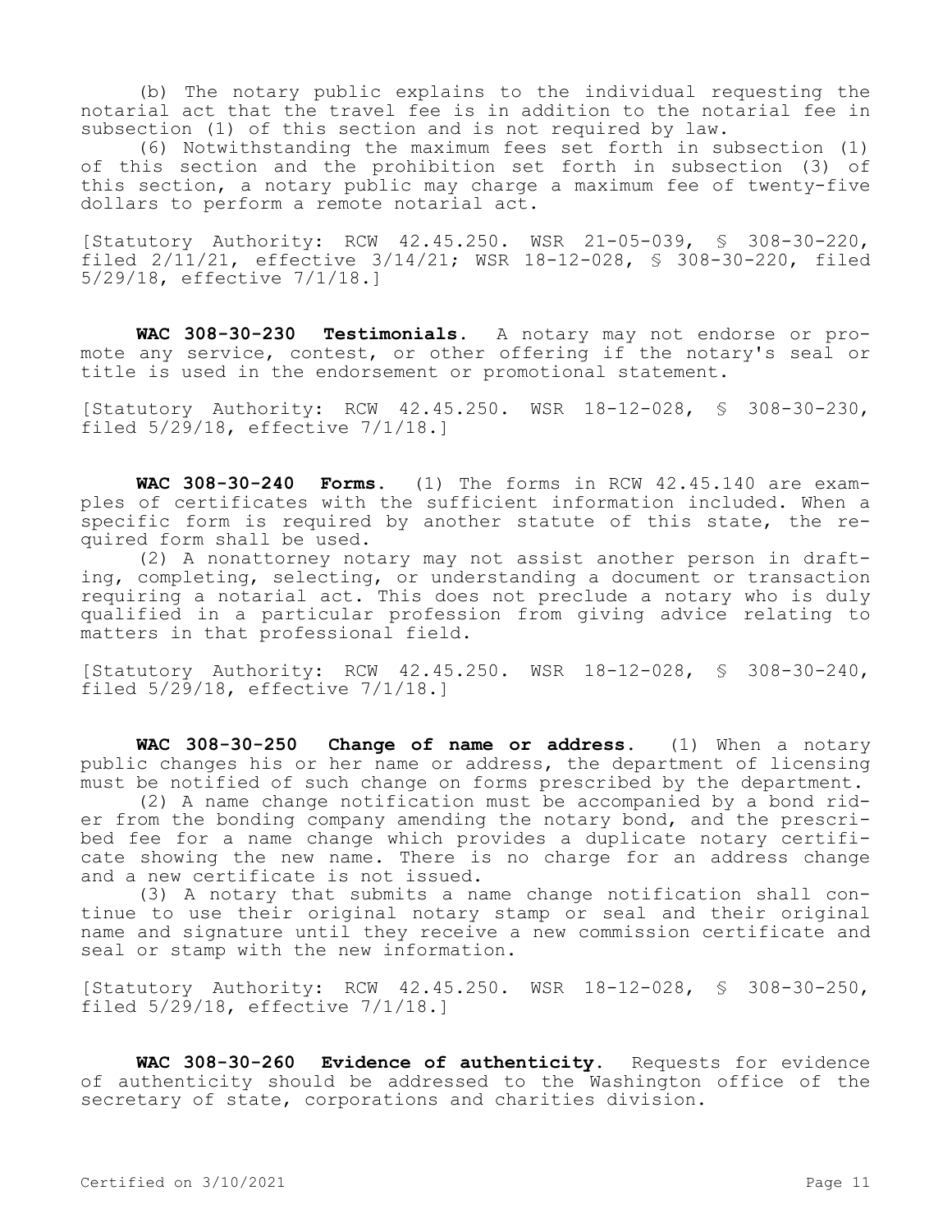(b) The notary public explains to the individual requesting the notarial act that the travel fee is in addition to the notarial fee in subsection (1) of this section and is not required by law.

(6) Notwithstanding the maximum fees set forth in subsection (1) of this section and the prohibition set forth in subsection (3) of this section, a notary public may charge a maximum fee of twenty-five dollars to perform a remote notarial act.

[Statutory Authority: RCW 42.45.250. WSR 21-05-039, § 308-30-220, filed 2/11/21, effective 3/14/21; WSR 18-12-028, § 308-30-220, filed 5/29/18, effective 7/1/18.]

**WAC 308-30-230 Testimonials.** A notary may not endorse or promote any service, contest, or other offering if the notary's seal or title is used in the endorsement or promotional statement.

[Statutory Authority: RCW 42.45.250. WSR 18-12-028, § 308-30-230, filed 5/29/18, effective 7/1/18.]

**WAC 308-30-240 Forms.** (1) The forms in RCW 42.45.140 are examples of certificates with the sufficient information included. When a specific form is required by another statute of this state, the required form shall be used.

(2) A nonattorney notary may not assist another person in drafting, completing, selecting, or understanding a document or transaction requiring a notarial act. This does not preclude a notary who is duly qualified in a particular profession from giving advice relating to matters in that professional field.

[Statutory Authority: RCW 42.45.250. WSR 18-12-028, § 308-30-240, filed 5/29/18, effective 7/1/18.]

**WAC 308-30-250 Change of name or address.** (1) When a notary public changes his or her name or address, the department of licensing must be notified of such change on forms prescribed by the department.

(2) A name change notification must be accompanied by a bond rider from the bonding company amending the notary bond, and the prescribed fee for a name change which provides a duplicate notary certificate showing the new name. There is no charge for an address change and a new certificate is not issued.

(3) A notary that submits a name change notification shall continue to use their original notary stamp or seal and their original name and signature until they receive a new commission certificate and seal or stamp with the new information.

[Statutory Authority: RCW 42.45.250. WSR 18-12-028, § 308-30-250, filed 5/29/18, effective 7/1/18.]

**WAC 308-30-260 Evidence of authenticity.** Requests for evidence of authenticity should be addressed to the Washington office of the secretary of state, corporations and charities division.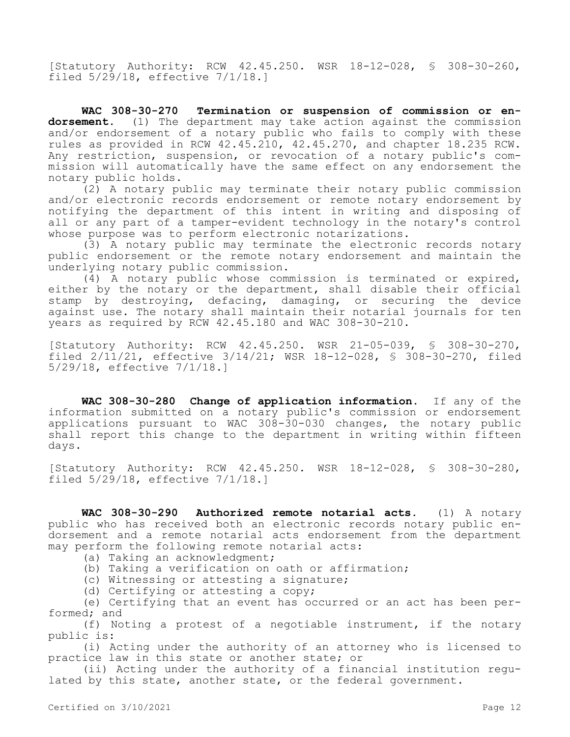[Statutory Authority: RCW 42.45.250. WSR 18-12-028, § 308-30-260, filed 5/29/18, effective 7/1/18.]

**WAC 308-30-270 Termination or suspension of commission or endorsement.** (1) The department may take action against the commission and/or endorsement of a notary public who fails to comply with these rules as provided in RCW 42.45.210, 42.45.270, and chapter 18.235 RCW. Any restriction, suspension, or revocation of a notary public's commission will automatically have the same effect on any endorsement the notary public holds.

(2) A notary public may terminate their notary public commission and/or electronic records endorsement or remote notary endorsement by notifying the department of this intent in writing and disposing of all or any part of a tamper-evident technology in the notary's control whose purpose was to perform electronic notarizations.

(3) A notary public may terminate the electronic records notary public endorsement or the remote notary endorsement and maintain the underlying notary public commission.

(4) A notary public whose commission is terminated or expired, either by the notary or the department, shall disable their official stamp by destroying, defacing, damaging, or securing the device against use. The notary shall maintain their notarial journals for ten years as required by RCW 42.45.180 and WAC 308-30-210.

[Statutory Authority: RCW 42.45.250. WSR 21-05-039, § 308-30-270, filed 2/11/21, effective 3/14/21; WSR 18-12-028, § 308-30-270, filed 5/29/18, effective 7/1/18.]

**WAC 308-30-280 Change of application information.** If any of the information submitted on a notary public's commission or endorsement applications pursuant to WAC 308-30-030 changes, the notary public shall report this change to the department in writing within fifteen days.

[Statutory Authority: RCW 42.45.250. WSR 18-12-028, § 308-30-280, filed 5/29/18, effective 7/1/18.]

**WAC 308-30-290 Authorized remote notarial acts.** (1) A notary public who has received both an electronic records notary public endorsement and a remote notarial acts endorsement from the department may perform the following remote notarial acts:

(a) Taking an acknowledgment;

(b) Taking a verification on oath or affirmation;

(c) Witnessing or attesting a signature;

(d) Certifying or attesting a copy;

(e) Certifying that an event has occurred or an act has been performed; and

(f) Noting a protest of a negotiable instrument, if the notary public is:

(i) Acting under the authority of an attorney who is licensed to practice law in this state or another state; or

(ii) Acting under the authority of a financial institution regulated by this state, another state, or the federal government.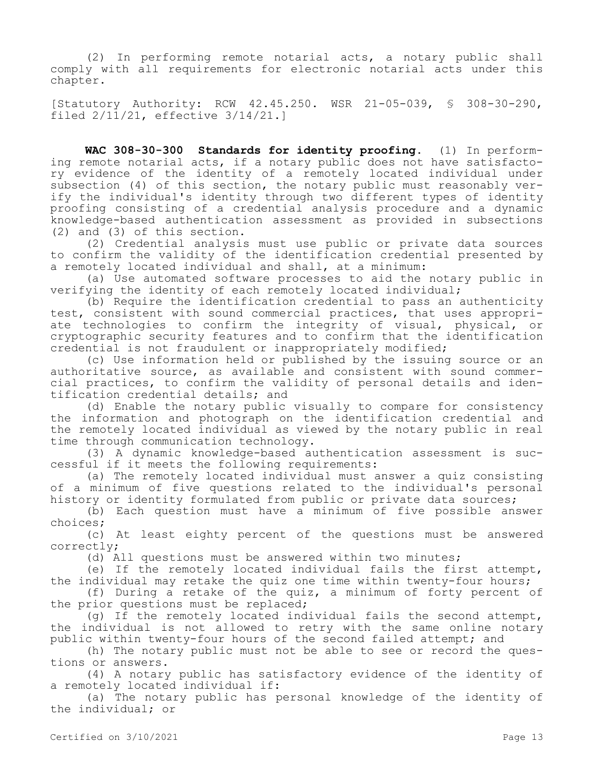(2) In performing remote notarial acts, a notary public shall comply with all requirements for electronic notarial acts under this chapter.

[Statutory Authority: RCW 42.45.250. WSR 21-05-039, § 308-30-290, filed 2/11/21, effective 3/14/21.]

**WAC 308-30-300 Standards for identity proofing.** (1) In performing remote notarial acts, if a notary public does not have satisfactory evidence of the identity of a remotely located individual under subsection (4) of this section, the notary public must reasonably verify the individual's identity through two different types of identity proofing consisting of a credential analysis procedure and a dynamic knowledge-based authentication assessment as provided in subsections (2) and (3) of this section.

(2) Credential analysis must use public or private data sources to confirm the validity of the identification credential presented by a remotely located individual and shall, at a minimum:

(a) Use automated software processes to aid the notary public in verifying the identity of each remotely located individual;

(b) Require the identification credential to pass an authenticity test, consistent with sound commercial practices, that uses appropriate technologies to confirm the integrity of visual, physical, or cryptographic security features and to confirm that the identification credential is not fraudulent or inappropriately modified;

(c) Use information held or published by the issuing source or an authoritative source, as available and consistent with sound commercial practices, to confirm the validity of personal details and identification credential details; and

(d) Enable the notary public visually to compare for consistency the information and photograph on the identification credential and the remotely located individual as viewed by the notary public in real time through communication technology.

(3) A dynamic knowledge-based authentication assessment is successful if it meets the following requirements:

(a) The remotely located individual must answer a quiz consisting of a minimum of five questions related to the individual's personal history or identity formulated from public or private data sources;

(b) Each question must have a minimum of five possible answer choices;

(c) At least eighty percent of the questions must be answered correctly;

(d) All questions must be answered within two minutes;

(e) If the remotely located individual fails the first attempt, the individual may retake the quiz one time within twenty-four hours;

(f) During a retake of the quiz, a minimum of forty percent of the prior questions must be replaced;

(g) If the remotely located individual fails the second attempt, the individual is not allowed to retry with the same online notary public within twenty-four hours of the second failed attempt; and

(h) The notary public must not be able to see or record the questions or answers.

(4) A notary public has satisfactory evidence of the identity of a remotely located individual if:

(a) The notary public has personal knowledge of the identity of the individual; or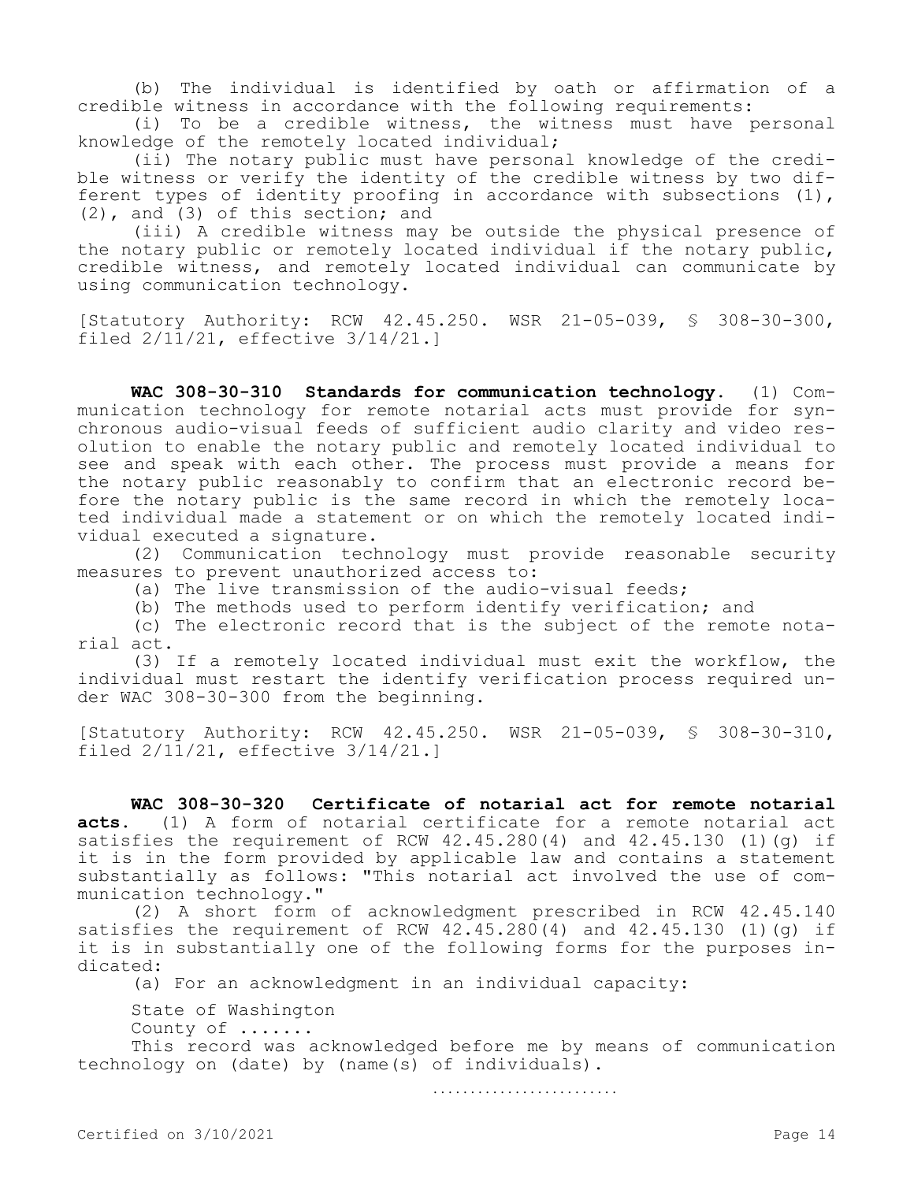(b) The individual is identified by oath or affirmation of a credible witness in accordance with the following requirements:

(i) To be a credible witness, the witness must have personal knowledge of the remotely located individual;

(ii) The notary public must have personal knowledge of the credible witness or verify the identity of the credible witness by two different types of identity proofing in accordance with subsections (1), (2), and (3) of this section; and

(iii) A credible witness may be outside the physical presence of the notary public or remotely located individual if the notary public, credible witness, and remotely located individual can communicate by using communication technology.

[Statutory Authority: RCW 42.45.250. WSR 21-05-039, § 308-30-300, filed 2/11/21, effective 3/14/21.]

**WAC 308-30-310 Standards for communication technology.** (1) Communication technology for remote notarial acts must provide for synchronous audio-visual feeds of sufficient audio clarity and video resolution to enable the notary public and remotely located individual to see and speak with each other. The process must provide a means for the notary public reasonably to confirm that an electronic record before the notary public is the same record in which the remotely located individual made a statement or on which the remotely located individual executed a signature.

(2) Communication technology must provide reasonable security measures to prevent unauthorized access to:

(a) The live transmission of the audio-visual feeds;

(b) The methods used to perform identify verification; and

(c) The electronic record that is the subject of the remote notarial act.

(3) If a remotely located individual must exit the workflow, the individual must restart the identify verification process required under WAC 308-30-300 from the beginning.

[Statutory Authority: RCW 42.45.250. WSR 21-05-039, § 308-30-310, filed 2/11/21, effective 3/14/21.]

**WAC 308-30-320 Certificate of notarial act for remote notarial acts.** (1) A form of notarial certificate for a remote notarial act satisfies the requirement of RCW 42.45.280(4) and 42.45.130 (1)(g) if it is in the form provided by applicable law and contains a statement substantially as follows: "This notarial act involved the use of communication technology."

(2) A short form of acknowledgment prescribed in RCW 42.45.140 satisfies the requirement of RCW 42.45.280(4) and 42.45.130 (1)(g) if it is in substantially one of the following forms for the purposes indicated:

(a) For an acknowledgment in an individual capacity:

State of Washington
County of .......

This record was acknowledged before me by means of communication technology on (date) by (name(s) of individuals).

.........................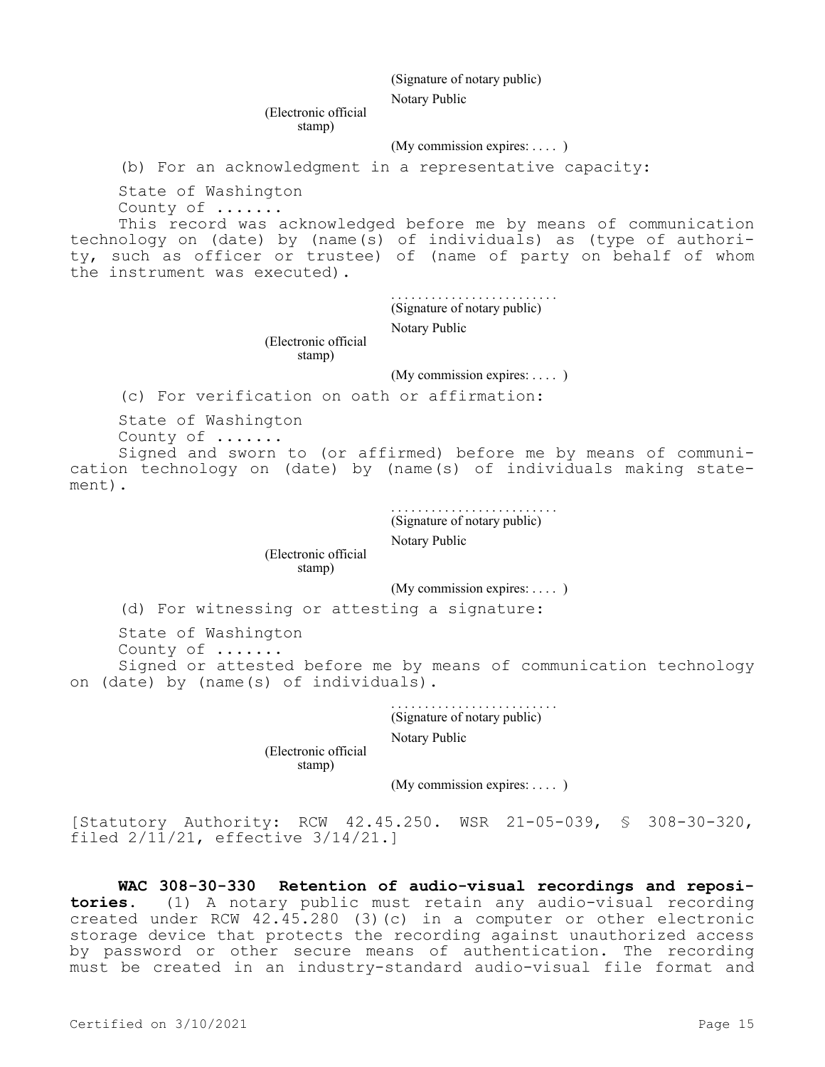(Signature of notary public)

Notary Public

(Electronic official stamp)

(My commission expires: . . . . )

(b) For an acknowledgment in a representative capacity:

State of Washington
County of .......
This record was acknowledged before me by means of communication technology on (date) by (name(s) of individuals) as (type of authority, such as officer or trustee) of (name of party on behalf of whom the instrument was executed).

. . . . . . . . . . . . . . . . . . . . . . . . .
(Signature of notary public)

Notary Public

(Electronic official stamp)

(My commission expires: . . . . )

(c) For verification on oath or affirmation:

State of Washington
County of .......
Signed and sworn to (or affirmed) before me by means of communication technology on (date) by (name(s) of individuals making statement).

. . . . . . . . . . . . . . . . . . . . . . . . .
(Signature of notary public)

Notary Public

(Electronic official stamp)

(My commission expires: . . . . )

(d) For witnessing or attesting a signature:

State of Washington
County of .......
Signed or attested before me by means of communication technology on (date) by (name(s) of individuals).

. . . . . . . . . . . . . . . . . . . . . . . . .
(Signature of notary public)

Notary Public

(Electronic official stamp)

(My commission expires: . . . . )

[Statutory Authority: RCW 42.45.250. WSR 21-05-039, § 308-30-320, filed 2/11/21, effective 3/14/21.]

**WAC 308-30-330 Retention of audio-visual recordings and repositories.** (1) A notary public must retain any audio-visual recording created under RCW 42.45.280 (3)(c) in a computer or other electronic storage device that protects the recording against unauthorized access by password or other secure means of authentication. The recording must be created in an industry-standard audio-visual file format and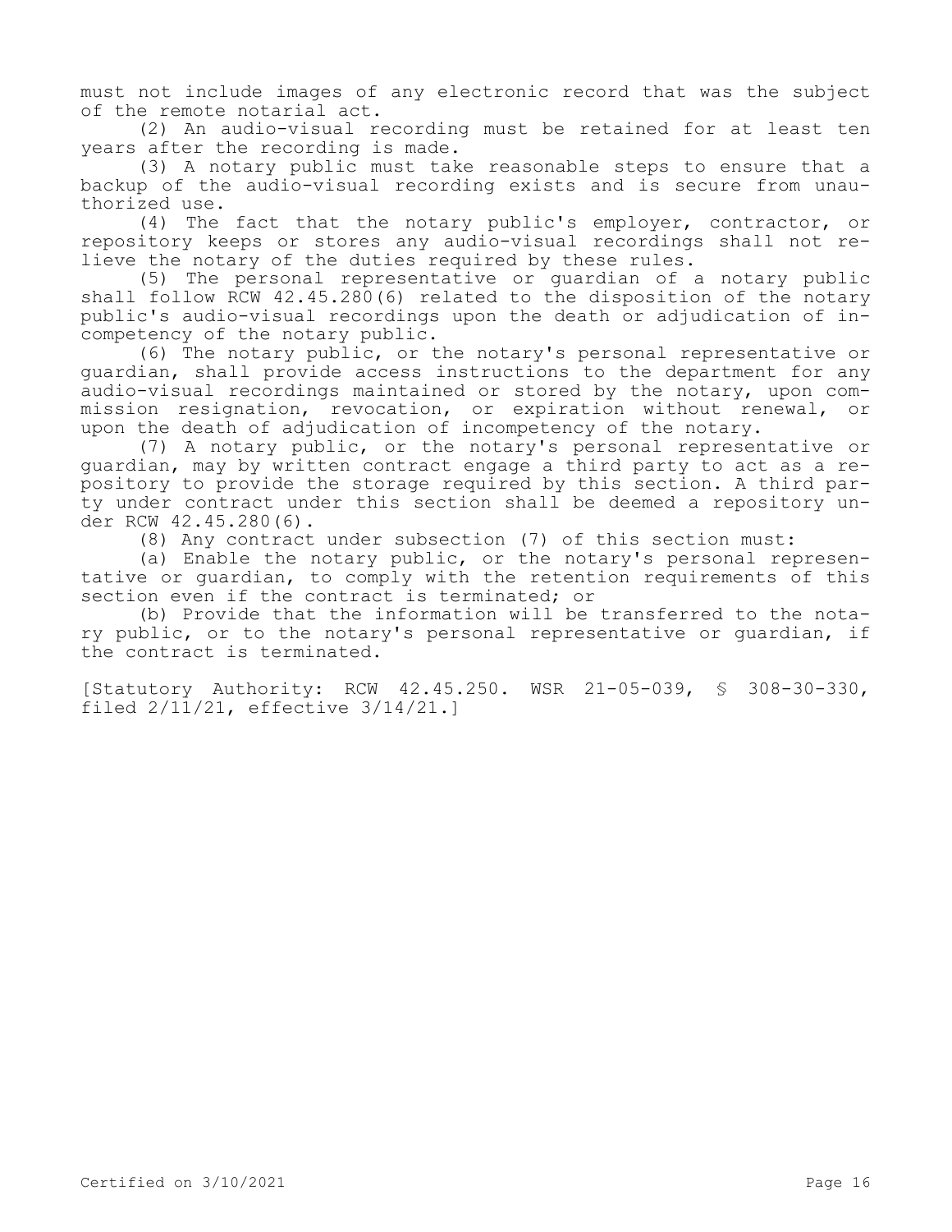must not include images of any electronic record that was the subject of the remote notarial act.

(2) An audio-visual recording must be retained for at least ten years after the recording is made.

(3) A notary public must take reasonable steps to ensure that a backup of the audio-visual recording exists and is secure from unauthorized use.

(4) The fact that the notary public's employer, contractor, or repository keeps or stores any audio-visual recordings shall not relieve the notary of the duties required by these rules.

(5) The personal representative or guardian of a notary public shall follow RCW 42.45.280(6) related to the disposition of the notary public's audio-visual recordings upon the death or adjudication of incompetency of the notary public.

(6) The notary public, or the notary's personal representative or guardian, shall provide access instructions to the department for any audio-visual recordings maintained or stored by the notary, upon commission resignation, revocation, or expiration without renewal, or upon the death of adjudication of incompetency of the notary.

(7) A notary public, or the notary's personal representative or guardian, may by written contract engage a third party to act as a repository to provide the storage required by this section. A third party under contract under this section shall be deemed a repository under RCW 42.45.280(6).

(8) Any contract under subsection (7) of this section must:

(a) Enable the notary public, or the notary's personal representative or guardian, to comply with the retention requirements of this section even if the contract is terminated; or

(b) Provide that the information will be transferred to the notary public, or to the notary's personal representative or guardian, if the contract is terminated.

[Statutory Authority: RCW 42.45.250. WSR 21-05-039, § 308-30-330, filed 2/11/21, effective 3/14/21.]